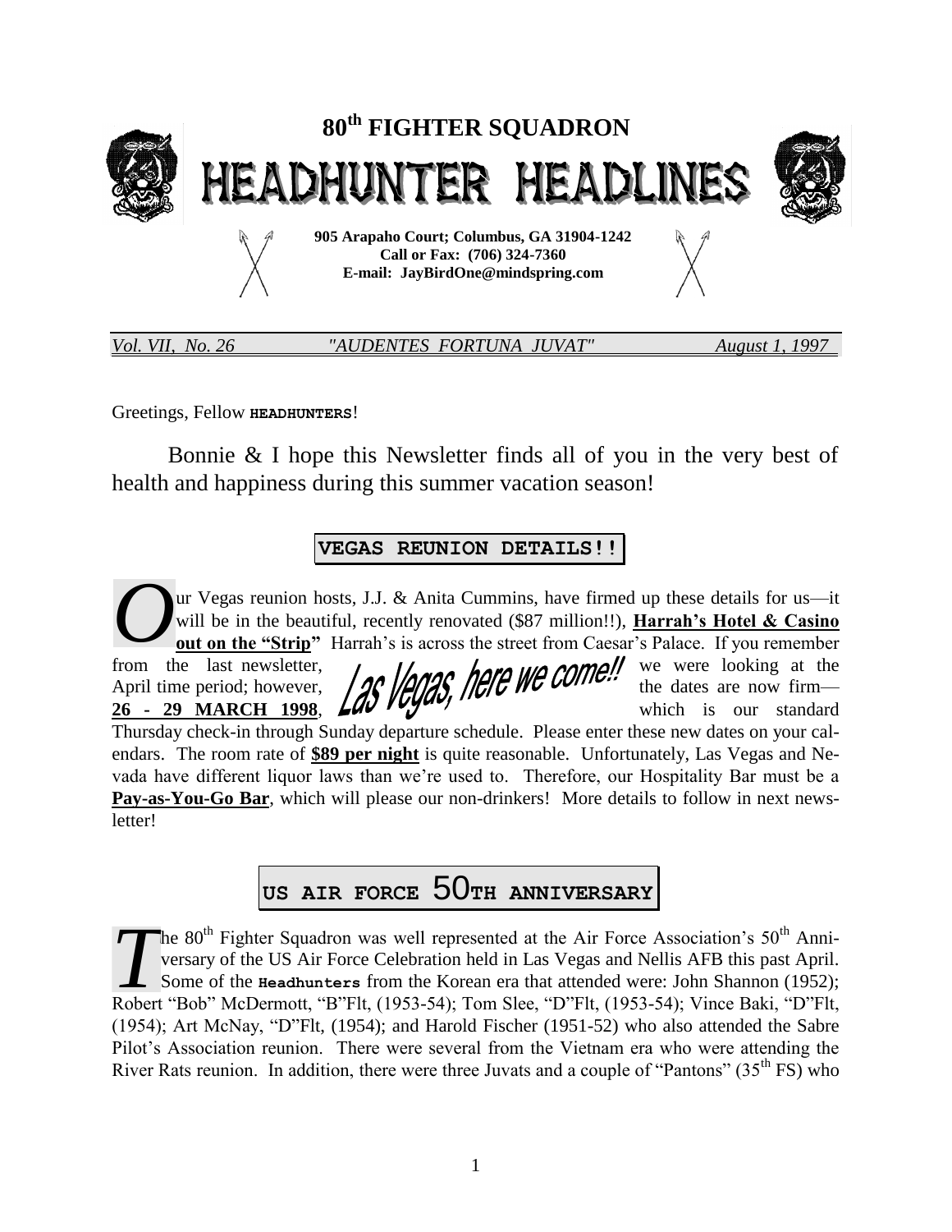# 80th FIGHTER SQUADRON

# HEADHUNTER HEADLINES

**905 Arapaho Court; Columbus, GA 31904-1242**
**Call or Fax: (706) 324-7360**
**E-mail: JayBirdOne@mindspring.com**

*Vol. VII, No. 26* *"AUDENTES FORTUNA JUVAT"* *August 1, 1997*

Greetings, Fellow **HEADHUNTERS**!

Bonnie & I hope this Newsletter finds all of you in the very best of health and happiness during this summer vacation season!

## VEGAS REUNION DETAILS!!

Our Vegas reunion hosts, J.J. & Anita Cummins, have firmed up these details for us—it will be in the beautiful, recently renovated ($87 million!!), **Harrah's Hotel & Casino out on the "Strip"** Harrah's is across the street from Caesar's Palace. If you remember from the last newsletter, we were looking at the April time period; however, the dates are now firm—**26 - 29 MARCH 1998**, which is our standard Thursday check-in through Sunday departure schedule. Please enter these new dates on your calendars. The room rate of **$89 per night** is quite reasonable. Unfortunately, Las Vegas and Nevada have different liquor laws than we're used to. Therefore, our Hospitality Bar must be a **Pay-as-You-Go Bar**, which will please our non-drinkers! More details to follow in next newsletter!

*Las Vegas, here we come!!*

## US AIR FORCE 50TH ANNIVERSARY

The 80th Fighter Squadron was well represented at the Air Force Association's 50th Anniversary of the US Air Force Celebration held in Las Vegas and Nellis AFB this past April. Some of the **Headhunters** from the Korean era that attended were: John Shannon (1952); Robert "Bob" McDermott, "B"Flt, (1953-54); Tom Slee, "D"Flt, (1953-54); Vince Baki, "D"Flt, (1954); Art McNay, "D"Flt, (1954); and Harold Fischer (1951-52) who also attended the Sabre Pilot's Association reunion. There were several from the Vietnam era who were attending the River Rats reunion. In addition, there were three Juvats and a couple of "Pantons" (35th FS) who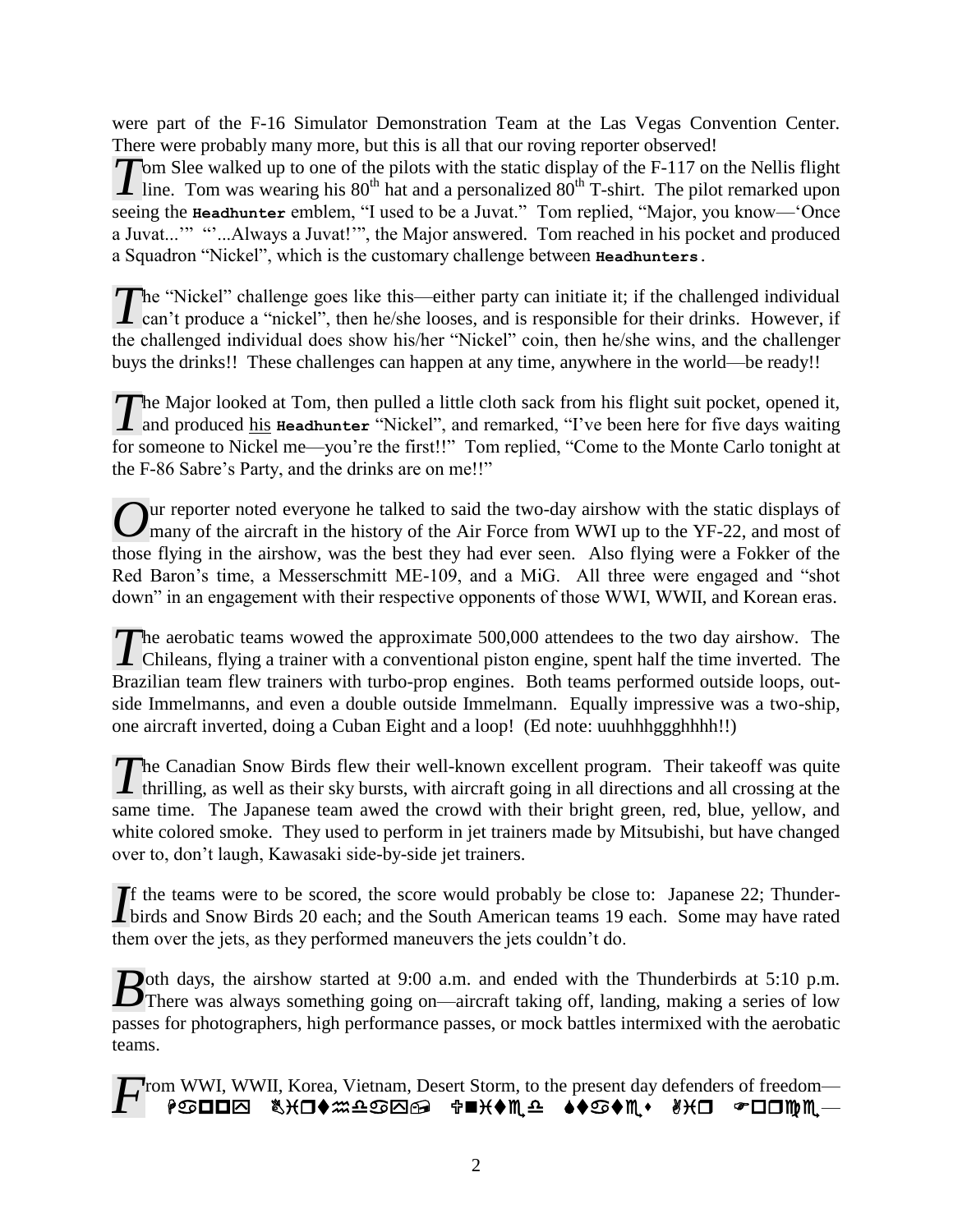were part of the F-16 Simulator Demonstration Team at the Las Vegas Convention Center. There were probably many more, but this is all that our roving reporter observed!

*T*om Slee walked up to one of the pilots with the static display of the F-117 on the Nellis flight line. Tom was wearing his 80th hat and a personalized 80th T-shirt. The pilot remarked upon seeing the **Headhunter** emblem, "I used to be a Juvat." Tom replied, "Major, you know—'Once a Juvat...'" "'...Always a Juvat!'", the Major answered. Tom reached in his pocket and produced a Squadron "Nickel", which is the customary challenge between **Headhunters**.

*T*he "Nickel" challenge goes like this—either party can initiate it; if the challenged individual can't produce a "nickel", then he/she looses, and is responsible for their drinks. However, if the challenged individual does show his/her "Nickel" coin, then he/she wins, and the challenger buys the drinks!! These challenges can happen at any time, anywhere in the world—be ready!!

*T*he Major looked at Tom, then pulled a little cloth sack from his flight suit pocket, opened it, and produced his **Headhunter** "Nickel", and remarked, "I've been here for five days waiting for someone to Nickel me—you're the first!!" Tom replied, "Come to the Monte Carlo tonight at the F-86 Sabre's Party, and the drinks are on me!!"

*O*ur reporter noted everyone he talked to said the two-day airshow with the static displays of many of the aircraft in the history of the Air Force from WWI up to the YF-22, and most of those flying in the airshow, was the best they had ever seen. Also flying were a Fokker of the Red Baron's time, a Messerschmitt ME-109, and a MiG. All three were engaged and "shot down" in an engagement with their respective opponents of those WWI, WWII, and Korean eras.

*T*he aerobatic teams wowed the approximate 500,000 attendees to the two day airshow. The Chileans, flying a trainer with a conventional piston engine, spent half the time inverted. The Brazilian team flew trainers with turbo-prop engines. Both teams performed outside loops, outside Immelmanns, and even a double outside Immelmann. Equally impressive was a two-ship, one aircraft inverted, doing a Cuban Eight and a loop! (Ed note: uuuhhhggghhhh!!)

*T*he Canadian Snow Birds flew their well-known excellent program. Their takeoff was quite thrilling, as well as their sky bursts, with aircraft going in all directions and all crossing at the same time. The Japanese team awed the crowd with their bright green, red, blue, yellow, and white colored smoke. They used to perform in jet trainers made by Mitsubishi, but have changed over to, don't laugh, Kawasaki side-by-side jet trainers.

*I*f the teams were to be scored, the score would probably be close to: Japanese 22; Thunderbirds and Snow Birds 20 each; and the South American teams 19 each. Some may have rated them over the jets, as they performed maneuvers the jets couldn't do.

*B*oth days, the airshow started at 9:00 a.m. and ended with the Thunderbirds at 5:10 p.m. There was always something going on—aircraft taking off, landing, making a series of low passes for photographers, high performance passes, or mock battles intermixed with the aerobatic teams.

*F*rom WWI, WWII, Korea, Vietnam, Desert Storm, to the present day defenders of freedom—Happy Birthday, United States Air Force—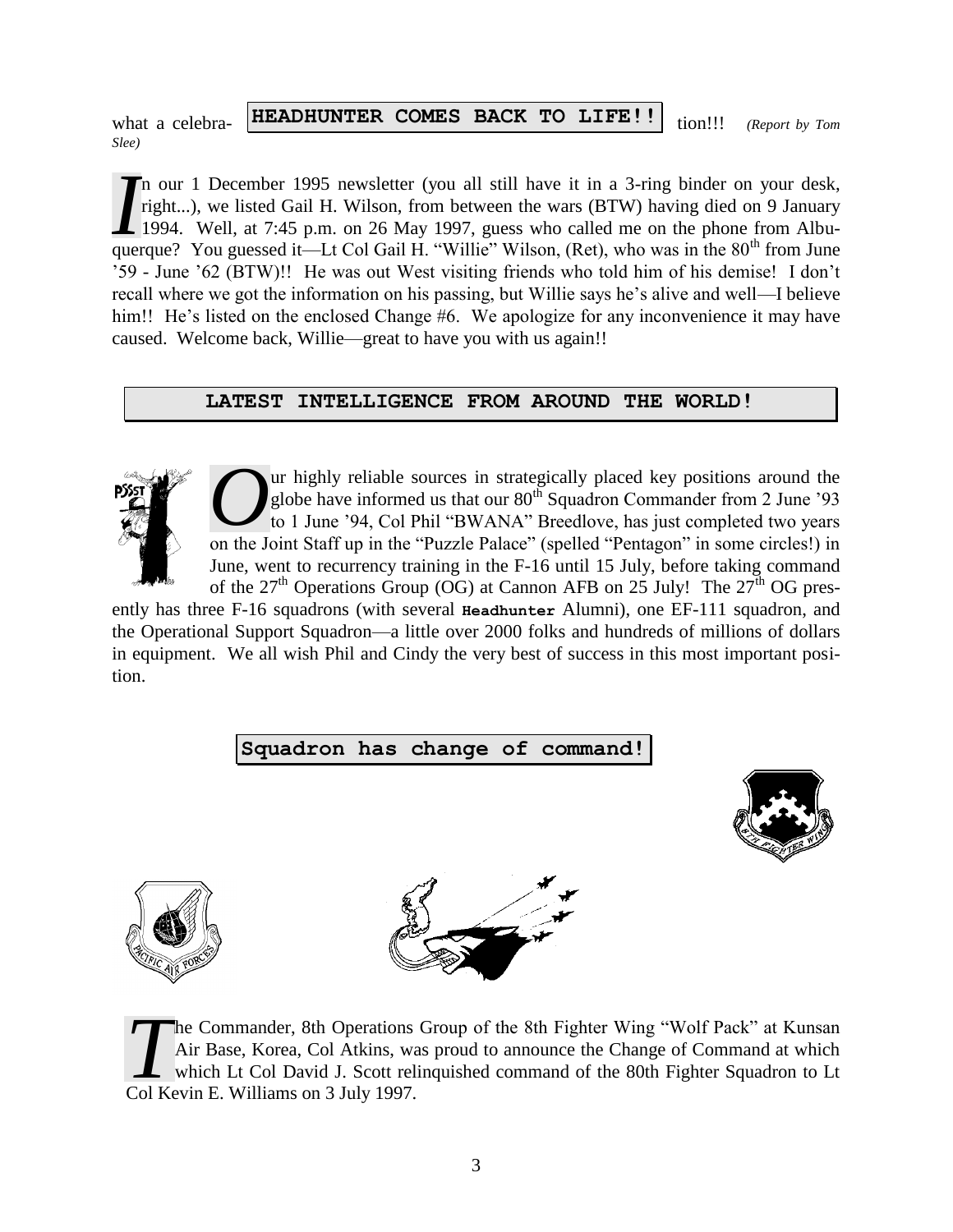what a celebration!!! *(Report by Tom Slee)*

## HEADHUNTER COMES BACK TO LIFE!!

In our 1 December 1995 newsletter (you all still have it in a 3-ring binder on your desk, right...), we listed Gail H. Wilson, from between the wars (BTW) having died on 9 January 1994. Well, at 7:45 p.m. on 26 May 1997, guess who called me on the phone from Albuquerque? You guessed it—Lt Col Gail H. "Willie" Wilson, (Ret), who was in the 80th from June '59 - June '62 (BTW)!! He was out West visiting friends who told him of his demise! I don't recall where we got the information on his passing, but Willie says he's alive and well—I believe him!! He's listed on the enclosed Change #6. We apologize for any inconvenience it may have caused. Welcome back, Willie—great to have you with us again!!

## LATEST INTELLIGENCE FROM AROUND THE WORLD!

Our highly reliable sources in strategically placed key positions around the globe have informed us that our 80th Squadron Commander from 2 June '93 to 1 June '94, Col Phil "BWANA" Breedlove, has just completed two years on the Joint Staff up in the "Puzzle Palace" (spelled "Pentagon" in some circles!) in June, went to recurrency training in the F-16 until 15 July, before taking command of the 27th Operations Group (OG) at Cannon AFB on 25 July! The 27th OG presently has three F-16 squadrons (with several **Headhunter** Alumni), one EF-111 squadron, and the Operational Support Squadron—a little over 2000 folks and hundreds of millions of dollars in equipment. We all wish Phil and Cindy the very best of success in this most important position.

## Squadron has change of command!

The Commander, 8th Operations Group of the 8th Fighter Wing "Wolf Pack" at Kunsan Air Base, Korea, Col Atkins, was proud to announce the Change of Command at which Lt Col David J. Scott relinquished command of the 80th Fighter Squadron to Lt Col Kevin E. Williams on 3 July 1997.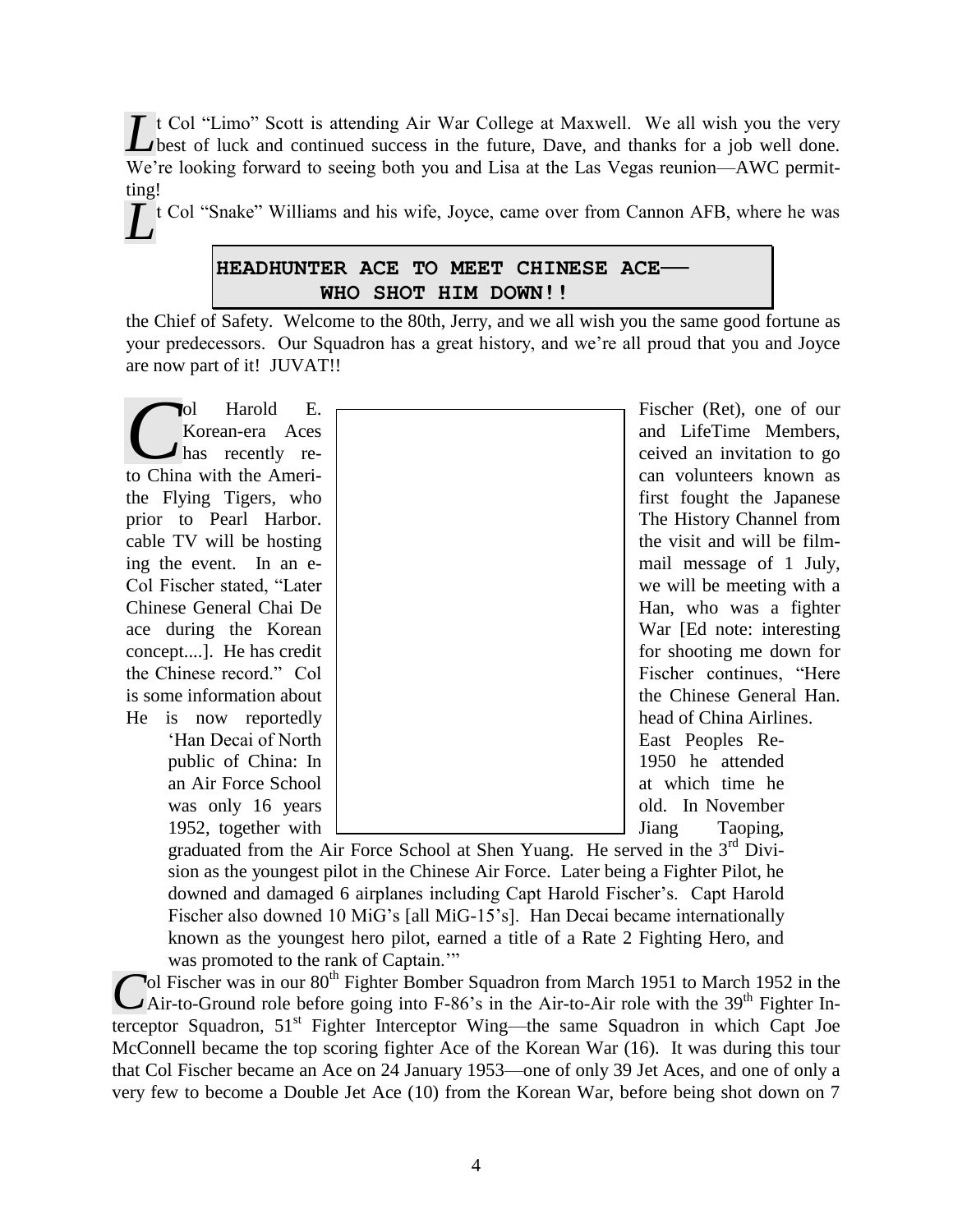**L**t Col "Limo" Scott is attending Air War College at Maxwell. We all wish you the very best of luck and continued success in the future, Dave, and thanks for a job well done. We're looking forward to seeing both you and Lisa at the Las Vegas reunion—AWC permitting!

**L**t Col "Snake" Williams and his wife, Joyce, came over from Cannon AFB, where he was the Chief of Safety. Welcome to the 80th, Jerry, and we all wish you the same good fortune as your predecessors. Our Squadron has a great history, and we're all proud that you and Joyce are now part of it! JUVAT!!

## HEADHUNTER ACE TO MEET CHINESE ACE— WHO SHOT HIM DOWN!!

**C**ol Harold E. Fischer (Ret), one of our Korean-era Aces and LifeTime Members, has recently received an invitation to go to China with the American volunteers known as the Flying Tigers, who first fought the Japanese prior to Pearl Harbor. The History Channel from cable TV will be hosting the visit and will be filming the event. In an e-mail message of 1 July, Col Fischer stated, "Later we will be meeting with a Chinese General Chai De Han, who was a fighter ace during the Korean War [Ed note: interesting concept....]. He has credit for shooting me down for the Chinese record." Col Fischer continues, "Here is some information about the Chinese General Han. He is now reportedly head of China Airlines. 'Han Decai of North East Peoples Republic of China: In 1950 he attended an Air Force School at which time he was only 16 years old. In November 1952, together with Jiang Taoping, graduated from the Air Force School at Shen Yuang. He served in the 3rd Division as the youngest pilot in the Chinese Air Force. Later being a Fighter Pilot, he downed and damaged 6 airplanes including Capt Harold Fischer's. Capt Harold Fischer also downed 10 MiG's [all MiG-15's]. Han Decai became internationally known as the youngest hero pilot, earned a title of a Rate 2 Fighting Hero, and was promoted to the rank of Captain.'"

**C**ol Fischer was in our 80th Fighter Bomber Squadron from March 1951 to March 1952 in the Air-to-Ground role before going into F-86's in the Air-to-Air role with the 39th Fighter Interceptor Squadron, 51st Fighter Interceptor Wing—the same Squadron in which Capt Joe McConnell became the top scoring fighter Ace of the Korean War (16). It was during this tour that Col Fischer became an Ace on 24 January 1953—one of only 39 Jet Aces, and one of only a very few to become a Double Jet Ace (10) from the Korean War, before being shot down on 7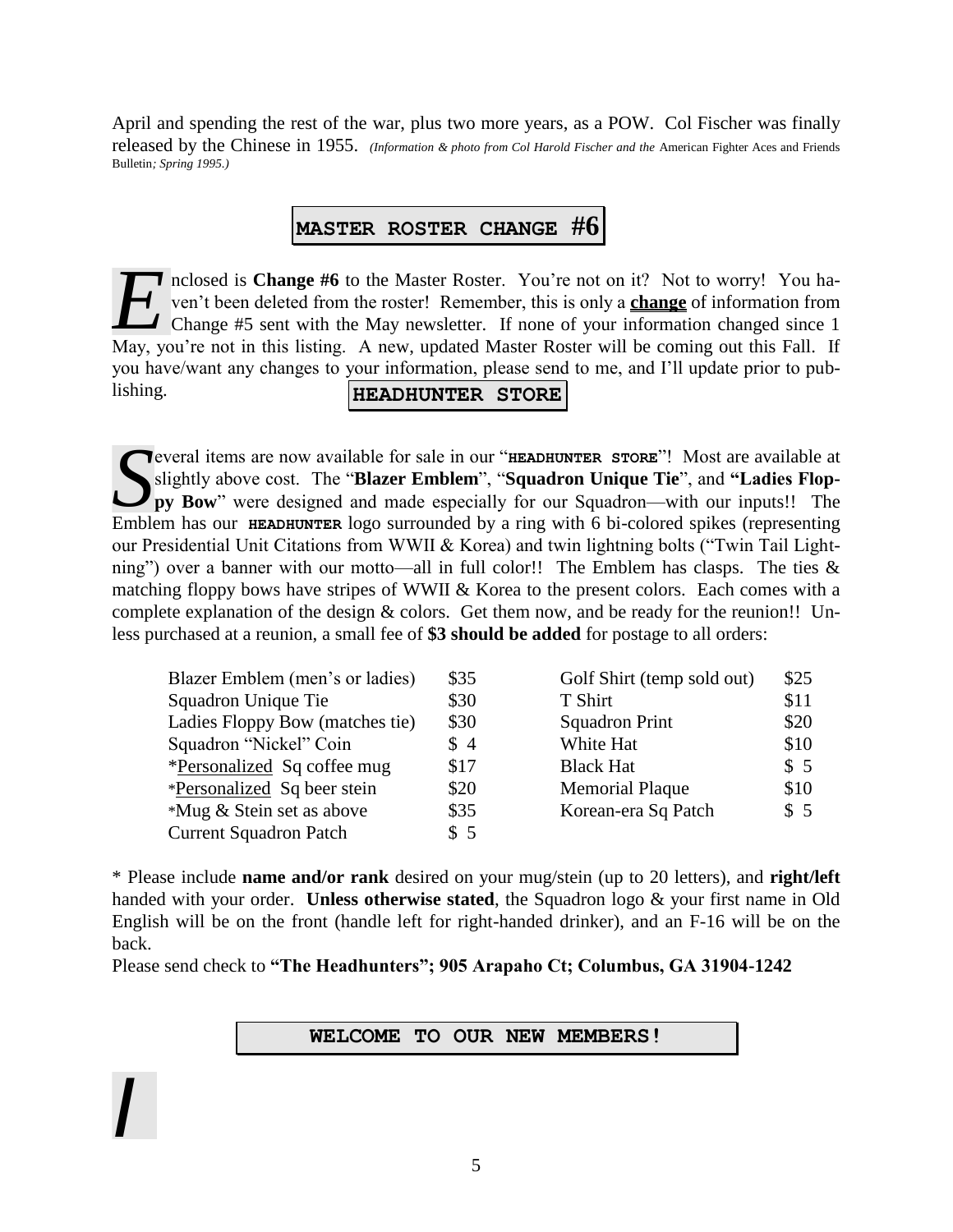April and spending the rest of the war, plus two more years, as a POW. Col Fischer was finally released by the Chinese in 1955. *(Information & photo from Col Harold Fischer and the* American Fighter Aces and Friends Bulletin*; Spring 1995.)*

## MASTER ROSTER CHANGE #6

Enclosed is **Change #6** to the Master Roster. You're not on it? Not to worry! You haven't been deleted from the roster! Remember, this is only a **change** of information from Change #5 sent with the May newsletter. If none of your information changed since 1 May, you're not in this listing. A new, updated Master Roster will be coming out this Fall. If you have/want any changes to your information, please send to me, and I'll update prior to publishing.

## HEADHUNTER STORE

Several items are now available for sale in our "**HEADHUNTER STORE**"! Most are available at slightly above cost. The "**Blazer Emblem**", "**Squadron Unique Tie**", and **"Ladies Floppy Bow**" were designed and made especially for our Squadron—with our inputs!! The Emblem has our **HEADHUNTER** logo surrounded by a ring with 6 bi-colored spikes (representing our Presidential Unit Citations from WWII & Korea) and twin lightning bolts ("Twin Tail Lightning") over a banner with our motto—all in full color!! The Emblem has clasps. The ties & matching floppy bows have stripes of WWII & Korea to the present colors. Each comes with a complete explanation of the design & colors. Get them now, and be ready for the reunion!! Unless purchased at a reunion, a small fee of **$3 should be added** for postage to all orders:

| | | | |
|---|---|---|---|
| Blazer Emblem (men's or ladies) | $35 | Golf Shirt (temp sold out) | $25 |
| Squadron Unique Tie | $30 | T Shirt | $11 |
| Ladies Floppy Bow (matches tie) | $30 | Squadron Print | $20 |
| Squadron "Nickel" Coin | $ 4 | White Hat | $10 |
| *Personalized Sq coffee mug | $17 | Black Hat | $ 5 |
| *Personalized Sq beer stein | $20 | Memorial Plaque | $10 |
| *Mug & Stein set as above | $35 | Korean-era Sq Patch | $ 5 |
| Current Squadron Patch | $ 5 | | |

* Please include **name and/or rank** desired on your mug/stein (up to 20 letters), and **right/left** handed with your order. **Unless otherwise stated**, the Squadron logo & your first name in Old English will be on the front (handle left for right-handed drinker), and an F-16 will be on the back.

Please send check to **"The Headhunters"; 905 Arapaho Ct; Columbus, GA 31904-1242**

## WELCOME TO OUR NEW MEMBERS!

I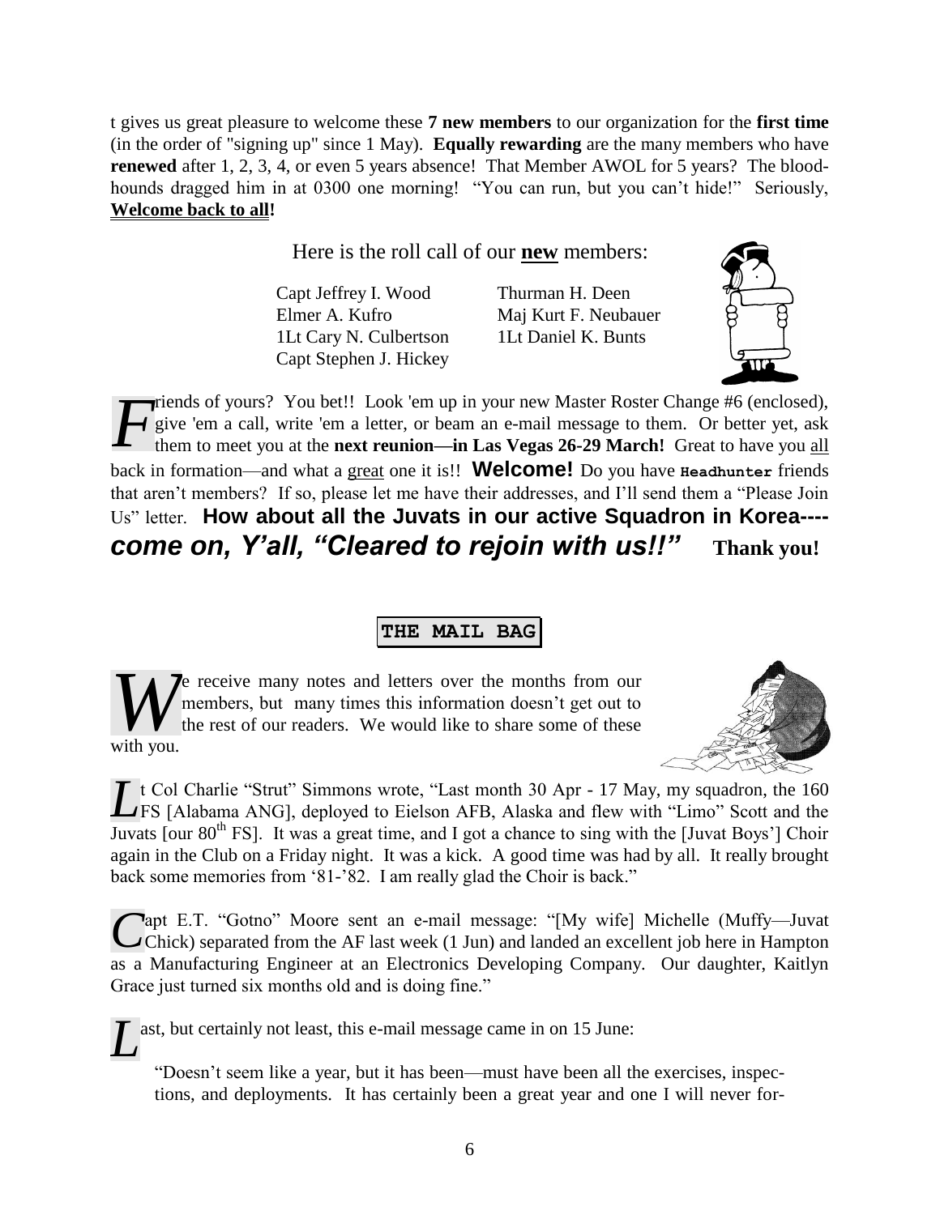t gives us great pleasure to welcome these **7 new members** to our organization for the **first time** (in the order of "signing up" since 1 May). **Equally rewarding** are the many members who have **renewed** after 1, 2, 3, 4, or even 5 years absence! That Member AWOL for 5 years? The bloodhounds dragged him in at 0300 one morning! "You can run, but you can't hide!" Seriously, **Welcome back to all!**

Here is the roll call of our **new** members:

Capt Jeffrey I. Wood
Thurman H. Deen
Elmer A. Kufro
Maj Kurt F. Neubauer
1Lt Cary N. Culbertson
1Lt Daniel K. Bunts
Capt Stephen J. Hickey

Friends of yours? You bet!! Look 'em up in your new Master Roster Change #6 (enclosed), give 'em a call, write 'em a letter, or beam an e-mail message to them. Or better yet, ask them to meet you at the **next reunion—in Las Vegas 26-29 March!** Great to have you all back in formation—and what a great one it is!! **Welcome!** Do you have **Headhunter** friends that aren't members? If so, please let me have their addresses, and I'll send them a "Please Join Us" letter. **How about all the Juvats in our active Squadron in Korea---- *come on, Y'all, "Cleared to rejoin with us!!"* Thank you!**

## THE MAIL BAG

We receive many notes and letters over the months from our members, but many times this information doesn't get out to the rest of our readers. We would like to share some of these with you.

Lt Col Charlie "Strut" Simmons wrote, "Last month 30 Apr - 17 May, my squadron, the 160 FS [Alabama ANG], deployed to Eielson AFB, Alaska and flew with "Limo" Scott and the Juvats [our 80th FS]. It was a great time, and I got a chance to sing with the [Juvat Boys'] Choir again in the Club on a Friday night. It was a kick. A good time was had by all. It really brought back some memories from '81-'82. I am really glad the Choir is back."

Capt E.T. "Gotno" Moore sent an e-mail message: "[My wife] Michelle (Muffy—Juvat Chick) separated from the AF last week (1 Jun) and landed an excellent job here in Hampton as a Manufacturing Engineer at an Electronics Developing Company. Our daughter, Kaitlyn Grace just turned six months old and is doing fine."

Last, but certainly not least, this e-mail message came in on 15 June:

"Doesn't seem like a year, but it has been—must have been all the exercises, inspections, and deployments. It has certainly been a great year and one I will never for-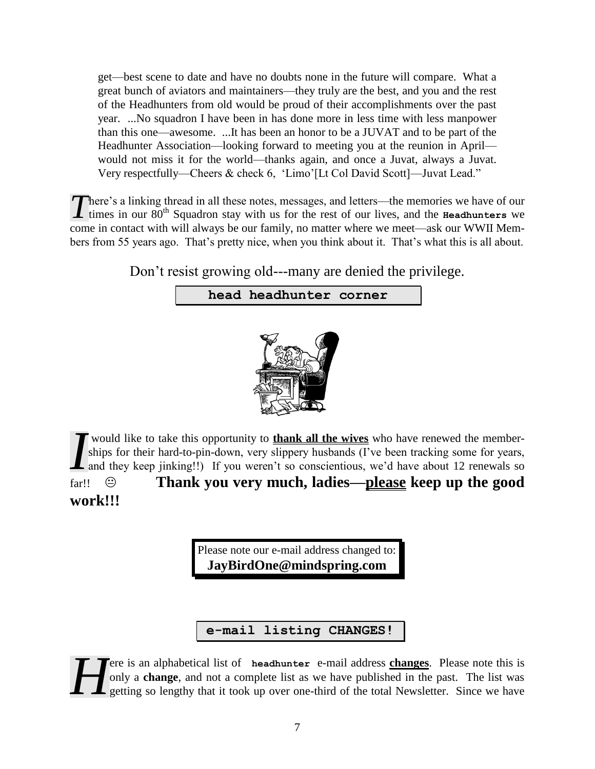get—best scene to date and have no doubts none in the future will compare. What a great bunch of aviators and maintainers—they truly are the best, and you and the rest of the Headhunters from old would be proud of their accomplishments over the past year. ...No squadron I have been in has done more in less time with less manpower than this one—awesome. ...It has been an honor to be a JUVAT and to be part of the Headhunter Association—looking forward to meeting you at the reunion in April—would not miss it for the world—thanks again, and once a Juvat, always a Juvat. Very respectfully—Cheers & check 6, 'Limo'[Lt Col David Scott]—Juvat Lead."

There's a linking thread in all these notes, messages, and letters—the memories we have of our times in our 80th Squadron stay with us for the rest of our lives, and the **Headhunters** we come in contact with will always be our family, no matter where we meet—ask our WWII Members from 55 years ago. That's pretty nice, when you think about it. That's what this is all about.

Don't resist growing old---many are denied the privilege.

## head headhunter corner

I would like to take this opportunity to **thank all the wives** who have renewed the memberships for their hard-to-pin-down, very slippery husbands (I've been tracking some for years, and they keep jinking!!) If you weren't so conscientious, we'd have about 12 renewals so far!! 😐 **Thank you very much, ladies—please keep up the good work!!!**

Please note our e-mail address changed to:
**JayBirdOne@mindspring.com**

## e-mail listing CHANGES!

Here is an alphabetical list of **headhunter** e-mail address **changes**. Please note this is only a **change**, and not a complete list as we have published in the past. The list was getting so lengthy that it took up over one-third of the total Newsletter. Since we have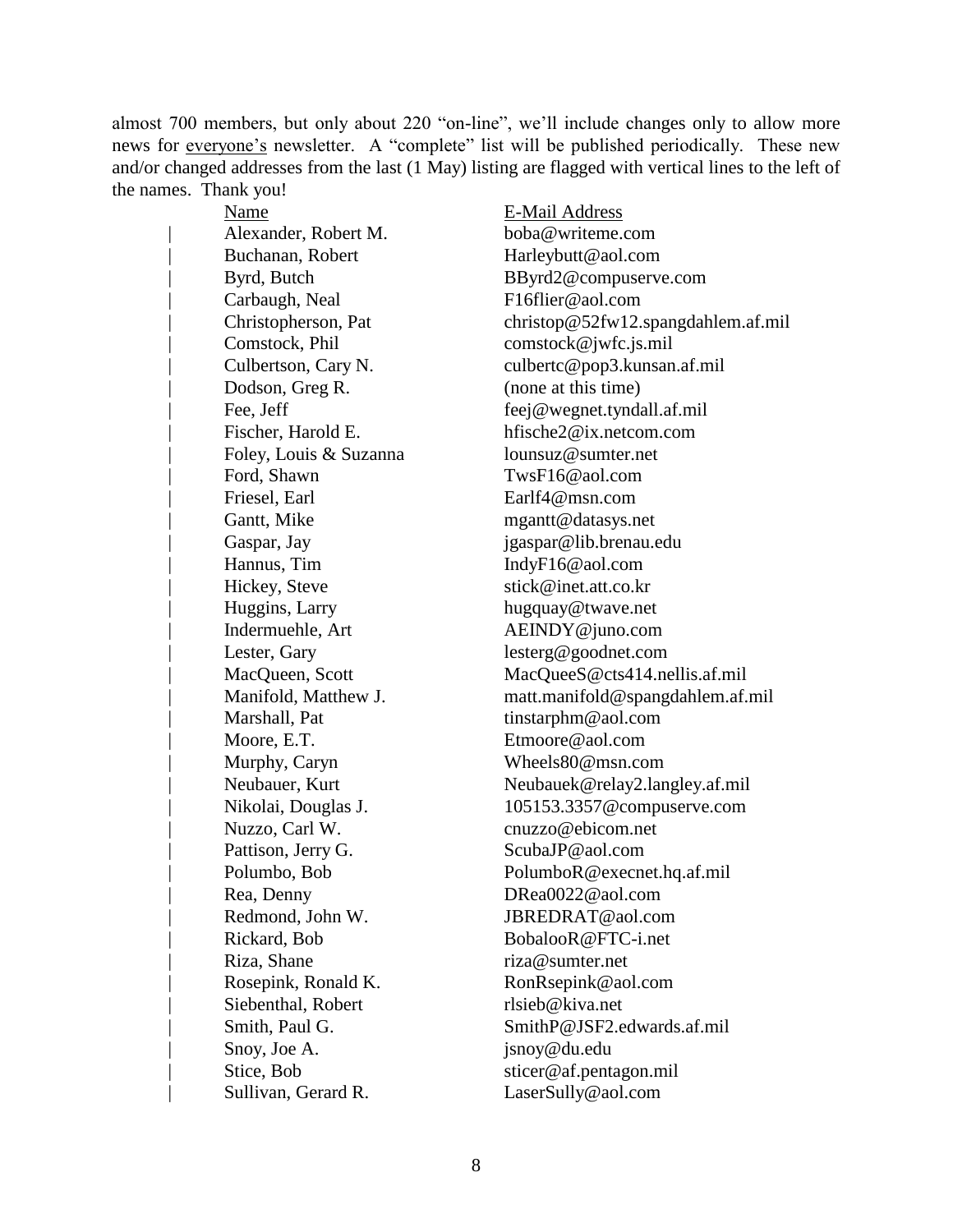almost 700 members, but only about 220 "on-line", we'll include changes only to allow more news for everyone's newsletter. A "complete" list will be published periodically. These new and/or changed addresses from the last (1 May) listing are flagged with vertical lines to the left of the names. Thank you!

| | Name | E-Mail Address |
|---|---|---|
| \| | Alexander, Robert M. | boba@writeme.com |
| \| | Buchanan, Robert | Harleybutt@aol.com |
| \| | Byrd, Butch | BByrd2@compuserve.com |
| \| | Carbaugh, Neal | F16flier@aol.com |
| \| | Christopherson, Pat | christop@52fw12.spangdahlem.af.mil |
| \| | Comstock, Phil | comstock@jwfc.js.mil |
| \| | Culbertson, Cary N. | culbertc@pop3.kunsan.af.mil |
| \| | Dodson, Greg R. | (none at this time) |
| \| | Fee, Jeff | feej@wegnet.tyndall.af.mil |
| \| | Fischer, Harold E. | hfische2@ix.netcom.com |
| \| | Foley, Louis & Suzanna | lounsuz@sumter.net |
| \| | Ford, Shawn | TwsF16@aol.com |
| \| | Friesel, Earl | Earlf4@msn.com |
| \| | Gantt, Mike | mgantt@datasys.net |
| \| | Gaspar, Jay | jgaspar@lib.brenau.edu |
| \| | Hannus, Tim | IndyF16@aol.com |
| \| | Hickey, Steve | stick@inet.att.co.kr |
| \| | Huggins, Larry | hugquay@twave.net |
| \| | Indermuehle, Art | AEINDY@juno.com |
| \| | Lester, Gary | lesterg@goodnet.com |
| \| | MacQueen, Scott | MacQueeS@cts414.nellis.af.mil |
| \| | Manifold, Matthew J. | matt.manifold@spangdahlem.af.mil |
| \| | Marshall, Pat | tinstarphm@aol.com |
| \| | Moore, E.T. | Etmoore@aol.com |
| \| | Murphy, Caryn | Wheels80@msn.com |
| \| | Neubauer, Kurt | Neubauek@relay2.langley.af.mil |
| \| | Nikolai, Douglas J. | 105153.3357@compuserve.com |
| \| | Nuzzo, Carl W. | cnuzzo@ebicom.net |
| \| | Pattison, Jerry G. | ScubaJP@aol.com |
| \| | Polumbo, Bob | PolumboR@execnet.hq.af.mil |
| \| | Rea, Denny | DRea0022@aol.com |
| \| | Redmond, John W. | JBREDRAT@aol.com |
| \| | Rickard, Bob | BobalooR@FTC-i.net |
| \| | Riza, Shane | riza@sumter.net |
| \| | Rosepink, Ronald K. | RonRsepink@aol.com |
| \| | Siebenthal, Robert | rlsieb@kiva.net |
| \| | Smith, Paul G. | SmithP@JSF2.edwards.af.mil |
| \| | Snoy, Joe A. | jsnoy@du.edu |
| \| | Stice, Bob | sticer@af.pentagon.mil |
| \| | Sullivan, Gerard R. | LaserSully@aol.com |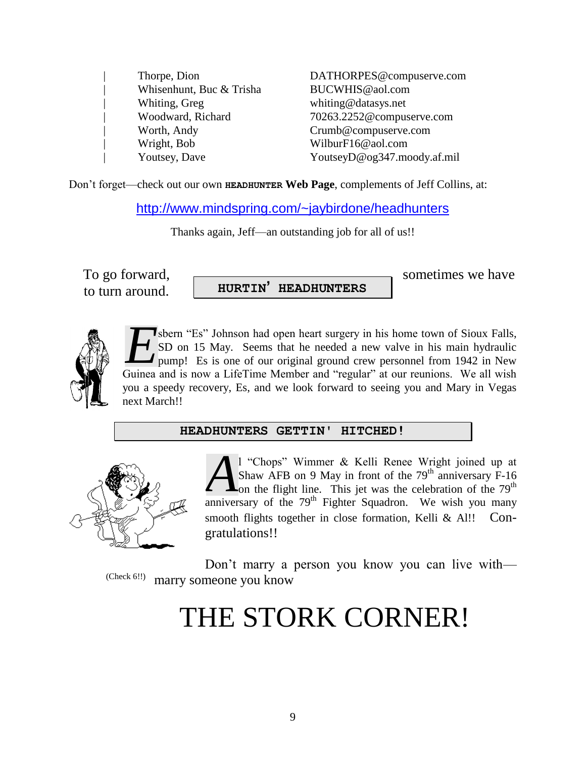| | | |
|---|---|---|
| \| | Thorpe, Dion | DATHORPES@compuserve.com |
| \| | Whisenhunt, Buc & Trisha | BUCWHIS@aol.com |
| \| | Whiting, Greg | whiting@datasys.net |
| \| | Woodward, Richard | 70263.2252@compuserve.com |
| \| | Worth, Andy | Crumb@compuserve.com |
| \| | Wright, Bob | WilburF16@aol.com |
| \| | Youtsey, Dave | YoutseyD@og347.moody.af.mil |

Don't forget—check out our own **HEADHUNTER Web Page**, complements of Jeff Collins, at:

http://www.mindspring.com/~jaybirdone/headhunters

Thanks again, Jeff—an outstanding job for all of us!!

To go forward, sometimes we have to turn around.

## HURTIN' HEADHUNTERS

Esbern "Es" Johnson had open heart surgery in his home town of Sioux Falls, SD on 15 May. Seems that he needed a new valve in his main hydraulic pump! Es is one of our original ground crew personnel from 1942 in New Guinea and is now a LifeTime Member and "regular" at our reunions. We all wish you a speedy recovery, Es, and we look forward to seeing you and Mary in Vegas next March!!

## HEADHUNTERS GETTIN' HITCHED!

Al "Chops" Wimmer & Kelli Renee Wright joined up at Shaw AFB on 9 May in front of the 79th anniversary F-16 on the flight line. This jet was the celebration of the 79th anniversary of the 79th Fighter Squadron. We wish you many smooth flights together in close formation, Kelli & Al!! Congratulations!!

Don't marry a person you know you can live with—marry someone you know

(Check 6!!)

# THE STORK CORNER!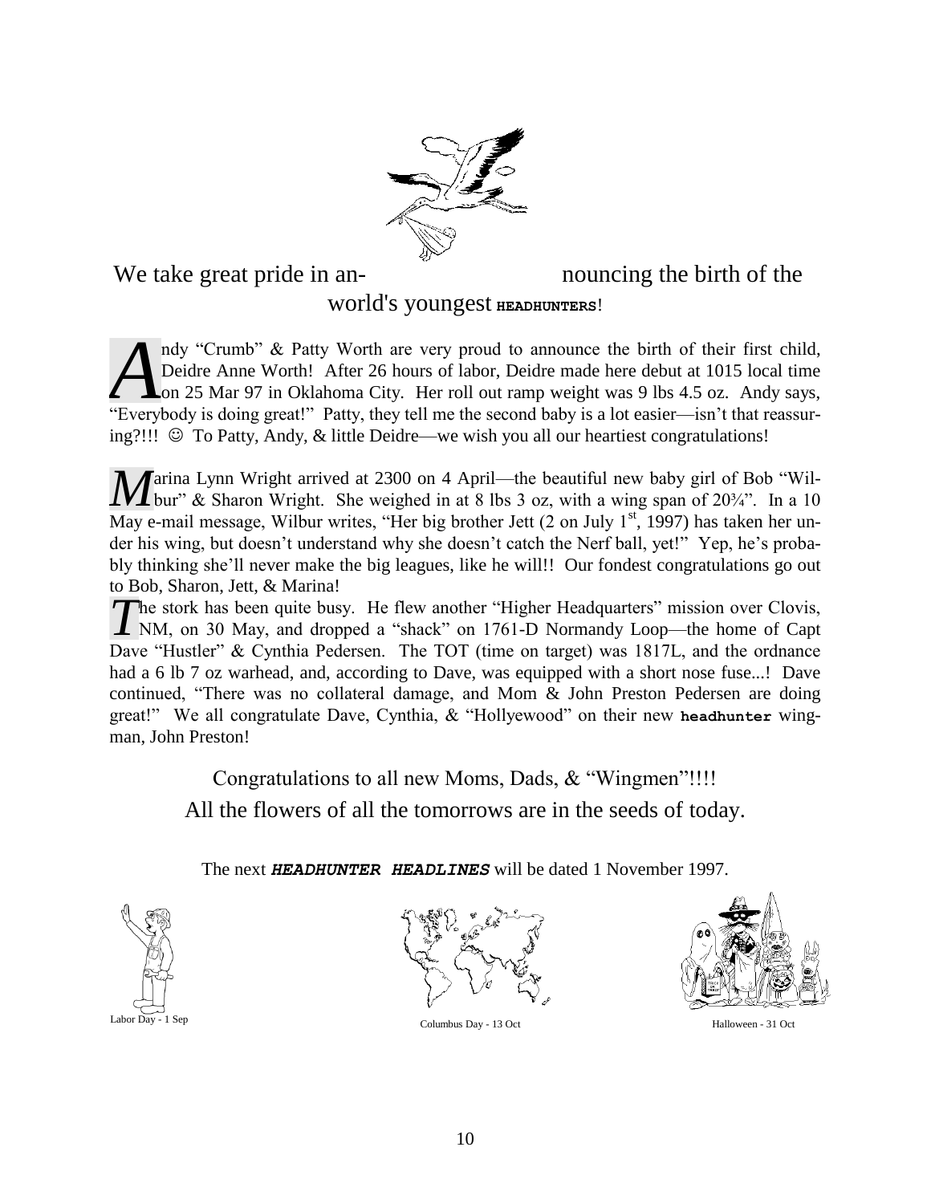We take great pride in announcing the birth of the world's youngest **HEADHUNTERS**!

Andy "Crumb" & Patty Worth are very proud to announce the birth of their first child, Deidre Anne Worth! After 26 hours of labor, Deidre made here debut at 1015 local time on 25 Mar 97 in Oklahoma City. Her roll out ramp weight was 9 lbs 4.5 oz. Andy says, "Everybody is doing great!" Patty, they tell me the second baby is a lot easier—isn't that reassuring?!!! ☺ To Patty, Andy, & little Deidre—we wish you all our heartiest congratulations!

Marina Lynn Wright arrived at 2300 on 4 April—the beautiful new baby girl of Bob "Wilbur" & Sharon Wright. She weighed in at 8 lbs 3 oz, with a wing span of 20¾". In a 10 May e-mail message, Wilbur writes, "Her big brother Jett (2 on July 1st, 1997) has taken her under his wing, but doesn't understand why she doesn't catch the Nerf ball, yet!" Yep, he's probably thinking she'll never make the big leagues, like he will!! Our fondest congratulations go out to Bob, Sharon, Jett, & Marina!

The stork has been quite busy. He flew another "Higher Headquarters" mission over Clovis, NM, on 30 May, and dropped a "shack" on 1761-D Normandy Loop—the home of Capt Dave "Hustler" & Cynthia Pedersen. The TOT (time on target) was 1817L, and the ordnance had a 6 lb 7 oz warhead, and, according to Dave, was equipped with a short nose fuse...! Dave continued, "There was no collateral damage, and Mom & John Preston Pedersen are doing great!" We all congratulate Dave, Cynthia, & "Hollyewood" on their new **headhunter** wingman, John Preston!

Congratulations to all new Moms, Dads, & "Wingmen"!!!!

All the flowers of all the tomorrows are in the seeds of today.

The next ***HEADHUNTER HEADLINES*** will be dated 1 November 1997.

Labor Day - 1 Sep

Columbus Day - 13 Oct

Halloween - 31 Oct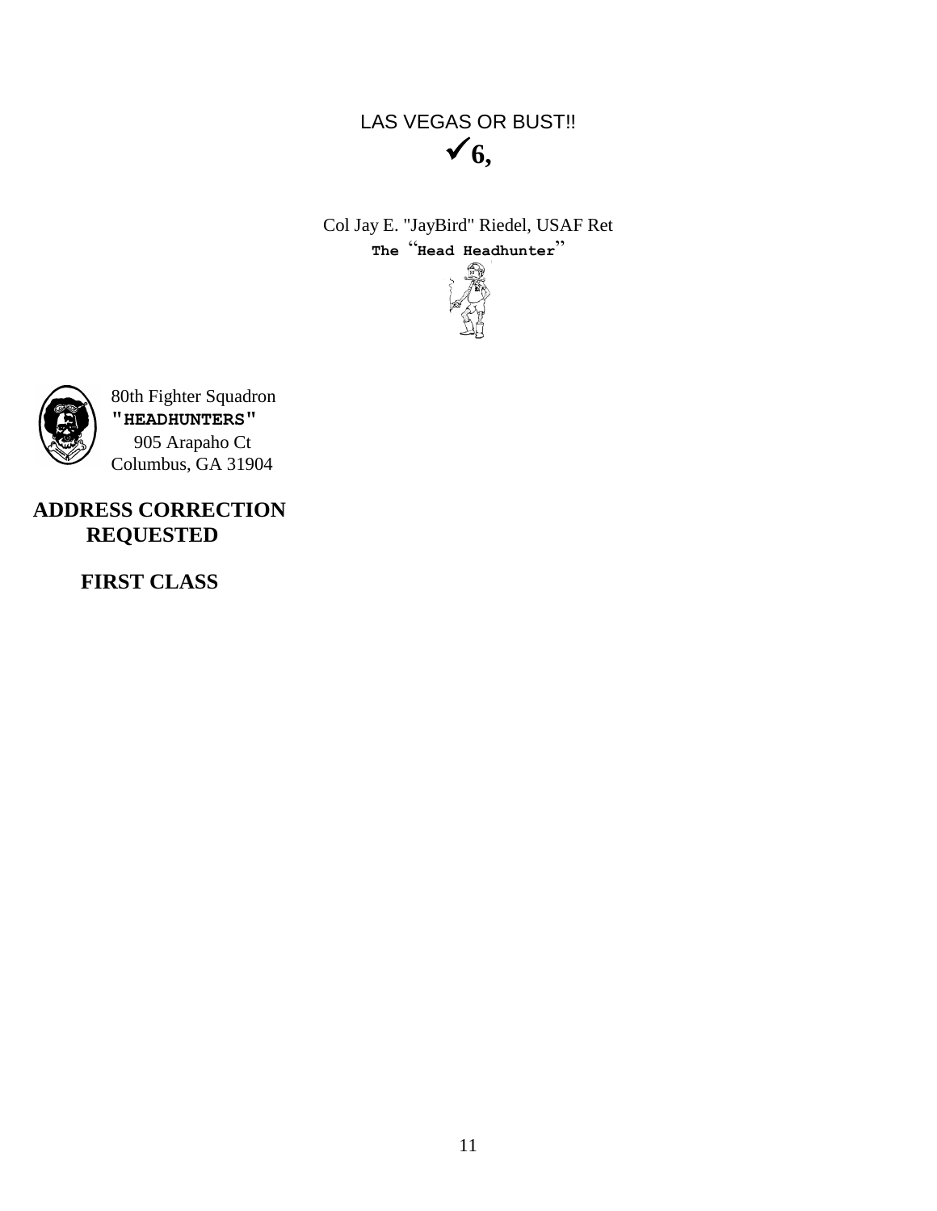LAS VEGAS OR BUST!!

✓6,

Col Jay E. "JayBird" Riedel, USAF Ret

**The "Head Headhunter"**

80th Fighter Squadron

**"HEADHUNTERS"**

905 Arapaho Ct

Columbus, GA 31904

**ADDRESS CORRECTION REQUESTED**

**FIRST CLASS**